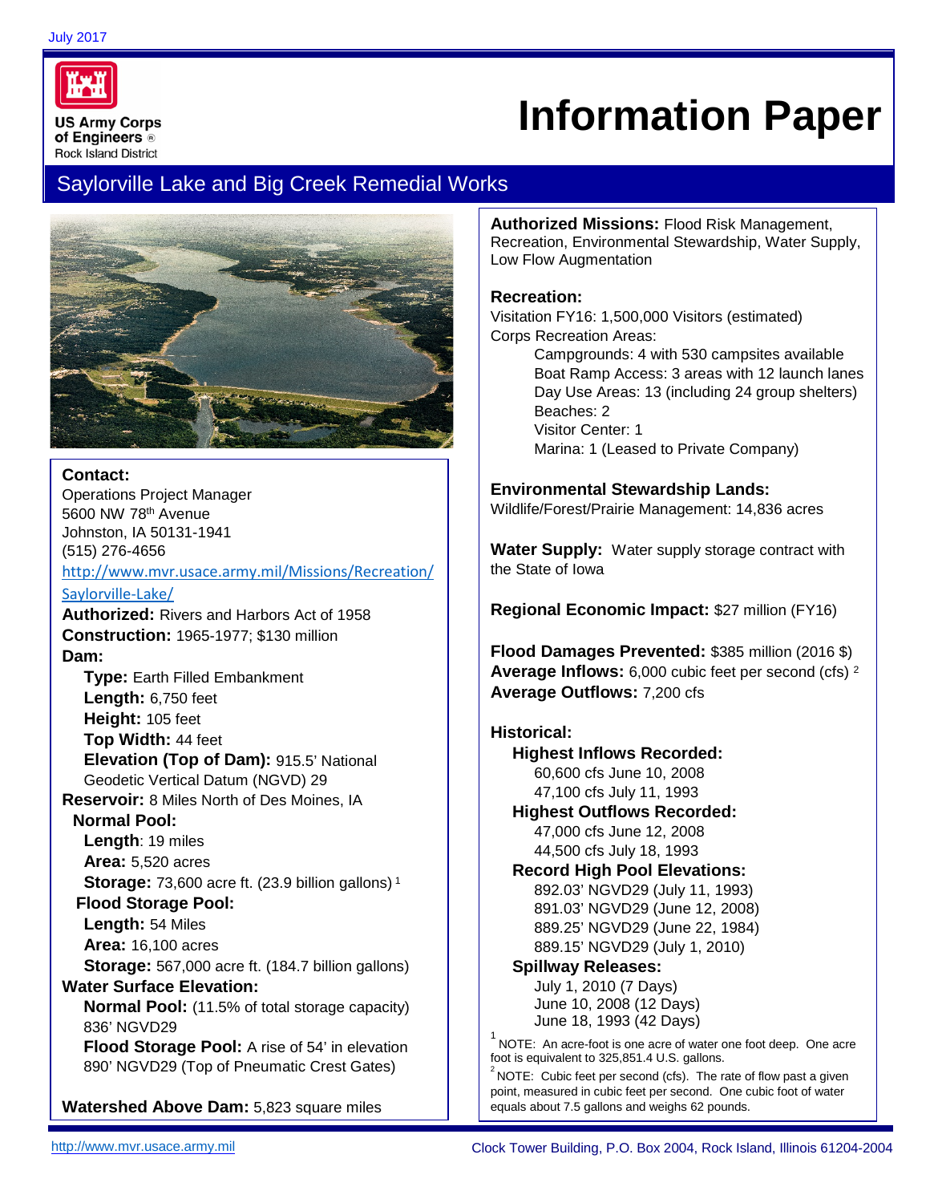July 2017

US Army Corps of Engineers®
Rock Island District

# Information Paper

## Saylorville Lake and Big Creek Remedial Works

**Contact:**
Operations Project Manager
5600 NW 78th Avenue
Johnston, IA 50131-1941
(515) 276-4656
http://www.mvr.usace.army.mil/Missions/Recreation/Saylorville-Lake/

**Authorized:** Rivers and Harbors Act of 1958

**Construction:** 1965-1977; $130 million

**Dam:**

- **Type:** Earth Filled Embankment
- **Length:** 6,750 feet
- **Height:** 105 feet
- **Top Width:** 44 feet
- **Elevation (Top of Dam):** 915.5' National Geodetic Vertical Datum (NGVD) 29

**Reservoir:** 8 Miles North of Des Moines, IA

**Normal Pool:**

- **Length**: 19 miles
- **Area:** 5,520 acres
- **Storage:** 73,600 acre ft. (23.9 billion gallons) [1]

**Flood Storage Pool:**

- **Length:** 54 Miles
- **Area:** 16,100 acres
- **Storage:** 567,000 acre ft. (184.7 billion gallons)

**Water Surface Elevation:**

- **Normal Pool:** (11.5% of total storage capacity) 836' NGVD29
- **Flood Storage Pool:** A rise of 54' in elevation 890' NGVD29 (Top of Pneumatic Crest Gates)

**Watershed Above Dam:** 5,823 square miles

**Authorized Missions:** Flood Risk Management, Recreation, Environmental Stewardship, Water Supply, Low Flow Augmentation

**Recreation:**
Visitation FY16: 1,500,000 Visitors (estimated)
Corps Recreation Areas:

- Campgrounds: 4 with 530 campsites available
- Boat Ramp Access: 3 areas with 12 launch lanes
- Day Use Areas: 13 (including 24 group shelters)
- Beaches: 2
- Visitor Center: 1
- Marina: 1 (Leased to Private Company)

**Environmental Stewardship Lands:**
Wildlife/Forest/Prairie Management: 14,836 acres

**Water Supply:** Water supply storage contract with the State of Iowa

**Regional Economic Impact:** $27 million (FY16)

**Flood Damages Prevented:** $385 million (2016 $)
**Average Inflows:** 6,000 cubic feet per second (cfs) [2]
**Average Outflows:** 7,200 cfs

**Historical:**

**Highest Inflows Recorded:**
- 60,600 cfs June 10, 2008
- 47,100 cfs July 11, 1993

**Highest Outflows Recorded:**
- 47,000 cfs June 12, 2008
- 44,500 cfs July 18, 1993

**Record High Pool Elevations:**
- 892.03' NGVD29 (July 11, 1993)
- 891.03' NGVD29 (June 12, 2008)
- 889.25' NGVD29 (June 22, 1984)
- 889.15' NGVD29 (July 1, 2010)

**Spillway Releases:**
- July 1, 2010 (7 Days)
- June 10, 2008 (12 Days)
- June 18, 1993 (42 Days)

[1] NOTE: An acre-foot is one acre of water one foot deep. One acre foot is equivalent to 325,851.4 U.S. gallons.

[2] NOTE: Cubic feet per second (cfs). The rate of flow past a given point, measured in cubic feet per second. One cubic foot of water equals about 7.5 gallons and weighs 62 pounds.

http://www.mvr.usace.army.mil Clock Tower Building, P.O. Box 2004, Rock Island, Illinois 61204-2004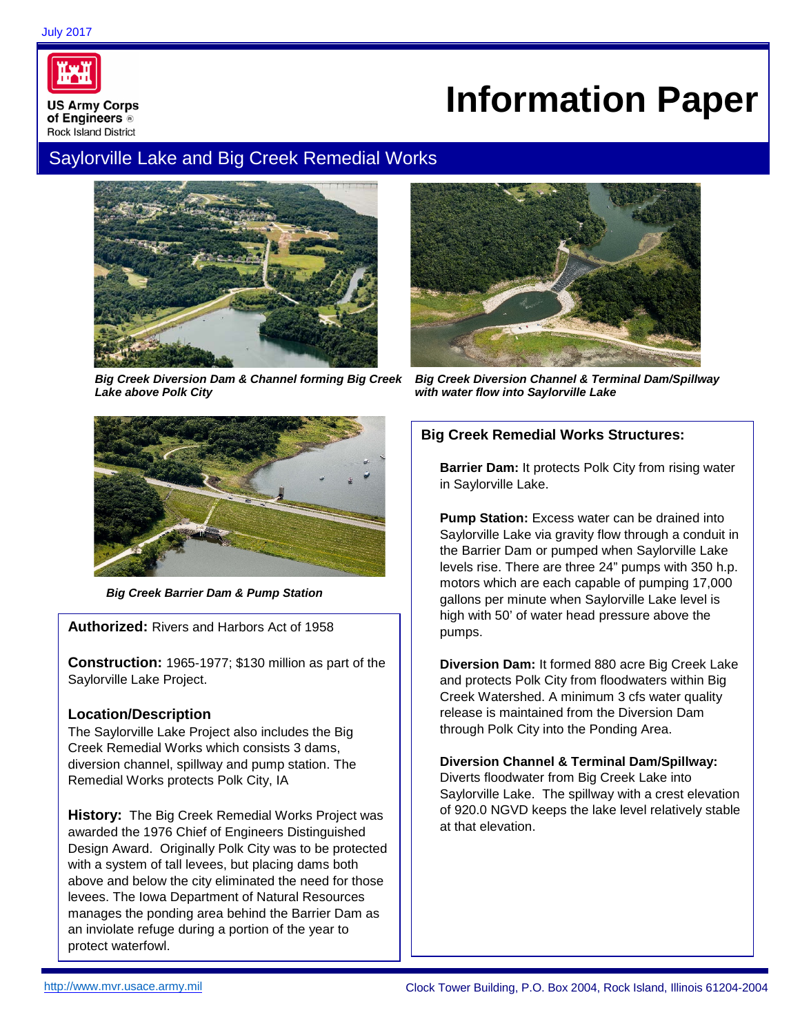July 2017

US Army Corps of Engineers®
Rock Island District

# Information Paper

## Saylorville Lake and Big Creek Remedial Works

***Big Creek Diversion Dam & Channel forming Big Creek Lake above Polk City***

***Big Creek Diversion Channel & Terminal Dam/Spillway with water flow into Saylorville Lake***

***Big Creek Barrier Dam & Pump Station***

**Authorized:** Rivers and Harbors Act of 1958

**Construction:** 1965-1977; $130 million as part of the Saylorville Lake Project.

**Location/Description**

The Saylorville Lake Project also includes the Big Creek Remedial Works which consists 3 dams, diversion channel, spillway and pump station. The Remedial Works protects Polk City, IA

**History:** The Big Creek Remedial Works Project was awarded the 1976 Chief of Engineers Distinguished Design Award. Originally Polk City was to be protected with a system of tall levees, but placing dams both above and below the city eliminated the need for those levees. The Iowa Department of Natural Resources manages the ponding area behind the Barrier Dam as an inviolate refuge during a portion of the year to protect waterfowl.

### Big Creek Remedial Works Structures:

**Barrier Dam:** It protects Polk City from rising water in Saylorville Lake.

**Pump Station:** Excess water can be drained into Saylorville Lake via gravity flow through a conduit in the Barrier Dam or pumped when Saylorville Lake levels rise. There are three 24" pumps with 350 h.p. motors which are each capable of pumping 17,000 gallons per minute when Saylorville Lake level is high with 50' of water head pressure above the pumps.

**Diversion Dam:** It formed 880 acre Big Creek Lake and protects Polk City from floodwaters within Big Creek Watershed. A minimum 3 cfs water quality release is maintained from the Diversion Dam through Polk City into the Ponding Area.

**Diversion Channel & Terminal Dam/Spillway:** Diverts floodwater from Big Creek Lake into Saylorville Lake. The spillway with a crest elevation of 920.0 NGVD keeps the lake level relatively stable at that elevation.

http://www.mvr.usace.army.mil

Clock Tower Building, P.O. Box 2004, Rock Island, Illinois 61204-2004